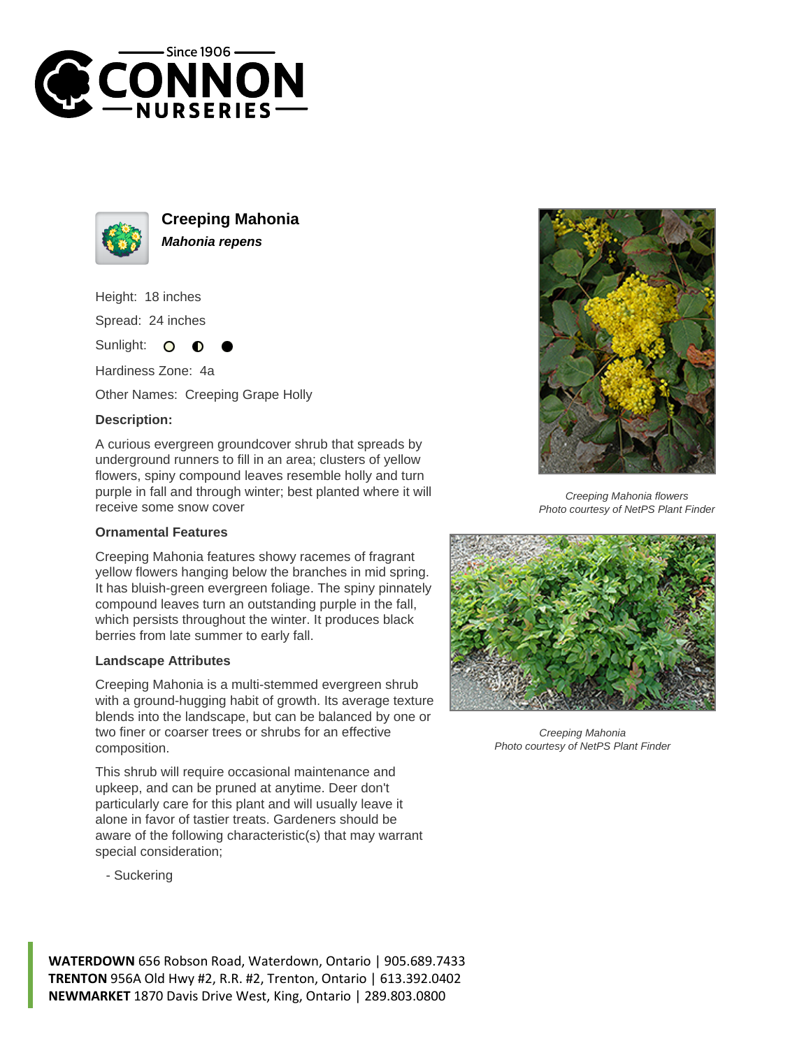Since 1906

CONNON NURSERIES

# Creeping Mahonia

***Mahonia repens***

Height: 18 inches

Spread: 24 inches

Sunlight: ○ ◐ ●

Hardiness Zone: 4a

Other Names: Creeping Grape Holly

### Description:

A curious evergreen groundcover shrub that spreads by underground runners to fill in an area; clusters of yellow flowers, spiny compound leaves resemble holly and turn purple in fall and through winter; best planted where it will receive some snow cover

### Ornamental Features

Creeping Mahonia features showy racemes of fragrant yellow flowers hanging below the branches in mid spring. It has bluish-green evergreen foliage. The spiny pinnately compound leaves turn an outstanding purple in the fall, which persists throughout the winter. It produces black berries from late summer to early fall.

### Landscape Attributes

Creeping Mahonia is a multi-stemmed evergreen shrub with a ground-hugging habit of growth. Its average texture blends into the landscape, but can be balanced by one or two finer or coarser trees or shrubs for an effective composition.

This shrub will require occasional maintenance and upkeep, and can be pruned at anytime. Deer don't particularly care for this plant and will usually leave it alone in favor of tastier treats. Gardeners should be aware of the following characteristic(s) that may warrant special consideration;

- Suckering

*Creeping Mahonia flowers*
*Photo courtesy of NetPS Plant Finder*

*Creeping Mahonia*
*Photo courtesy of NetPS Plant Finder*

**WATERDOWN** 656 Robson Road, Waterdown, Ontario | 905.689.7433
**TRENTON** 956A Old Hwy #2, R.R. #2, Trenton, Ontario | 613.392.0402
**NEWMARKET** 1870 Davis Drive West, King, Ontario | 289.803.0800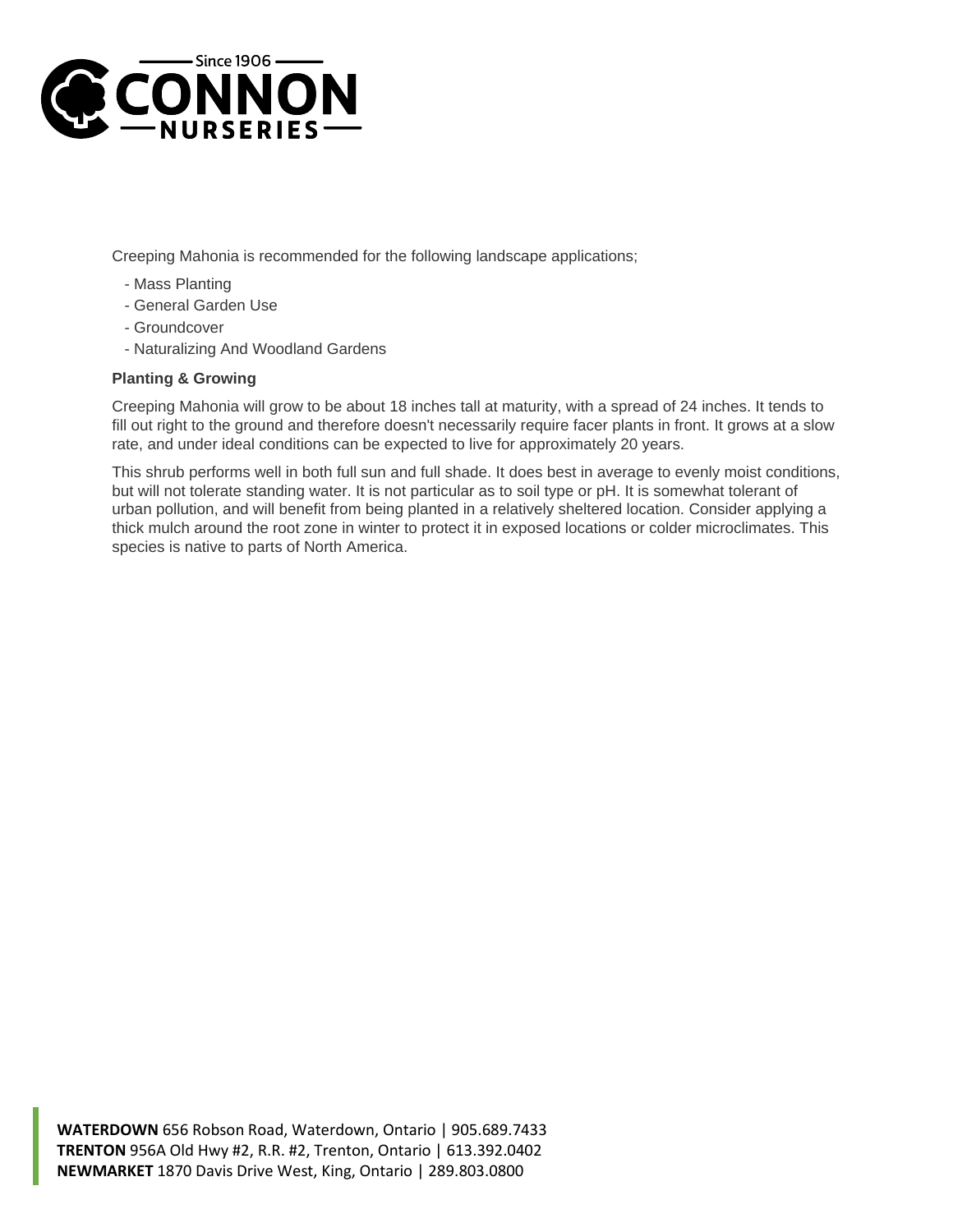Creeping Mahonia is recommended for the following landscape applications;

- Mass Planting
- General Garden Use
- Groundcover
- Naturalizing And Woodland Gardens

**Planting & Growing**

Creeping Mahonia will grow to be about 18 inches tall at maturity, with a spread of 24 inches. It tends to fill out right to the ground and therefore doesn't necessarily require facer plants in front. It grows at a slow rate, and under ideal conditions can be expected to live for approximately 20 years.

This shrub performs well in both full sun and full shade. It does best in average to evenly moist conditions, but will not tolerate standing water. It is not particular as to soil type or pH. It is somewhat tolerant of urban pollution, and will benefit from being planted in a relatively sheltered location. Consider applying a thick mulch around the root zone in winter to protect it in exposed locations or colder microclimates. This species is native to parts of North America.